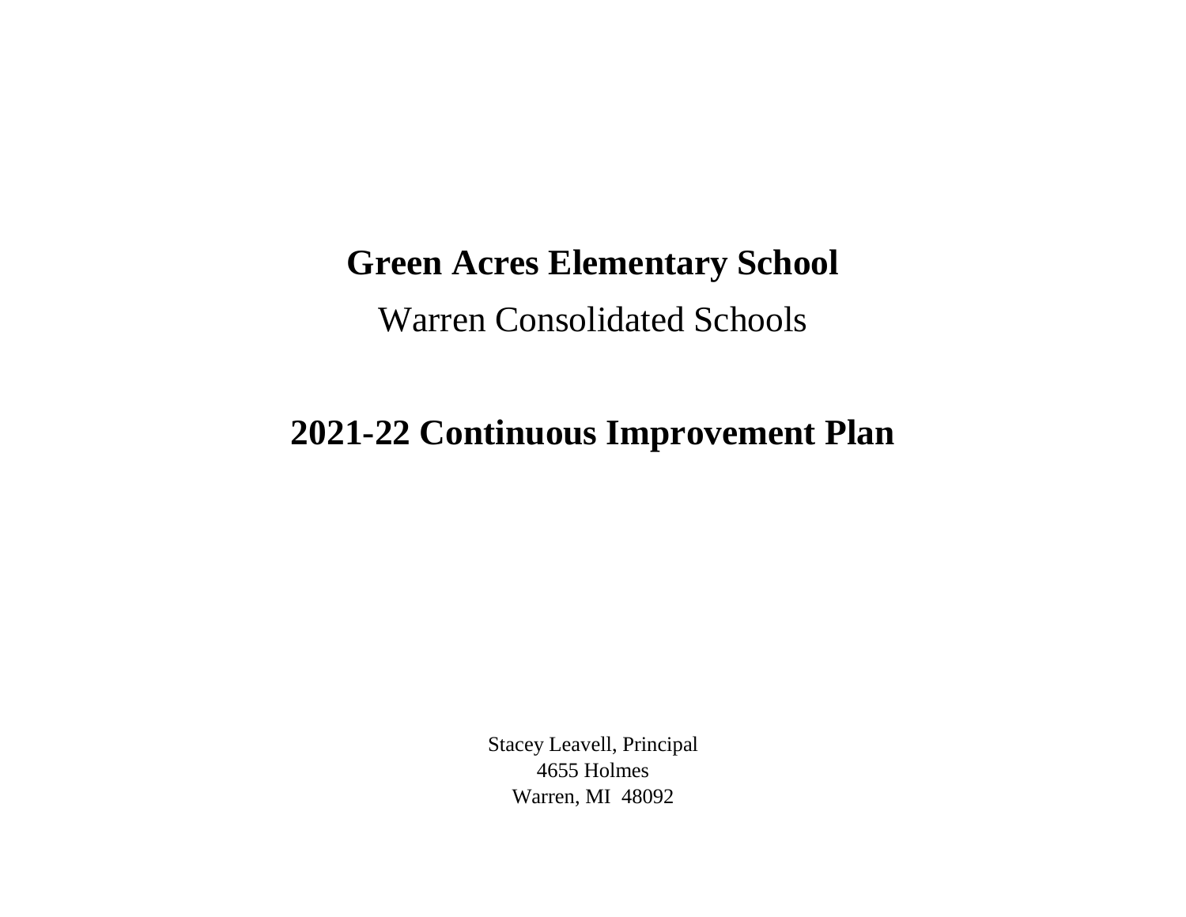# Green Acres Elementary School

Warren Consolidated Schools

# 2021-22 Continuous Improvement Plan

Stacey Leavell, Principal
4655 Holmes
Warren, MI  48092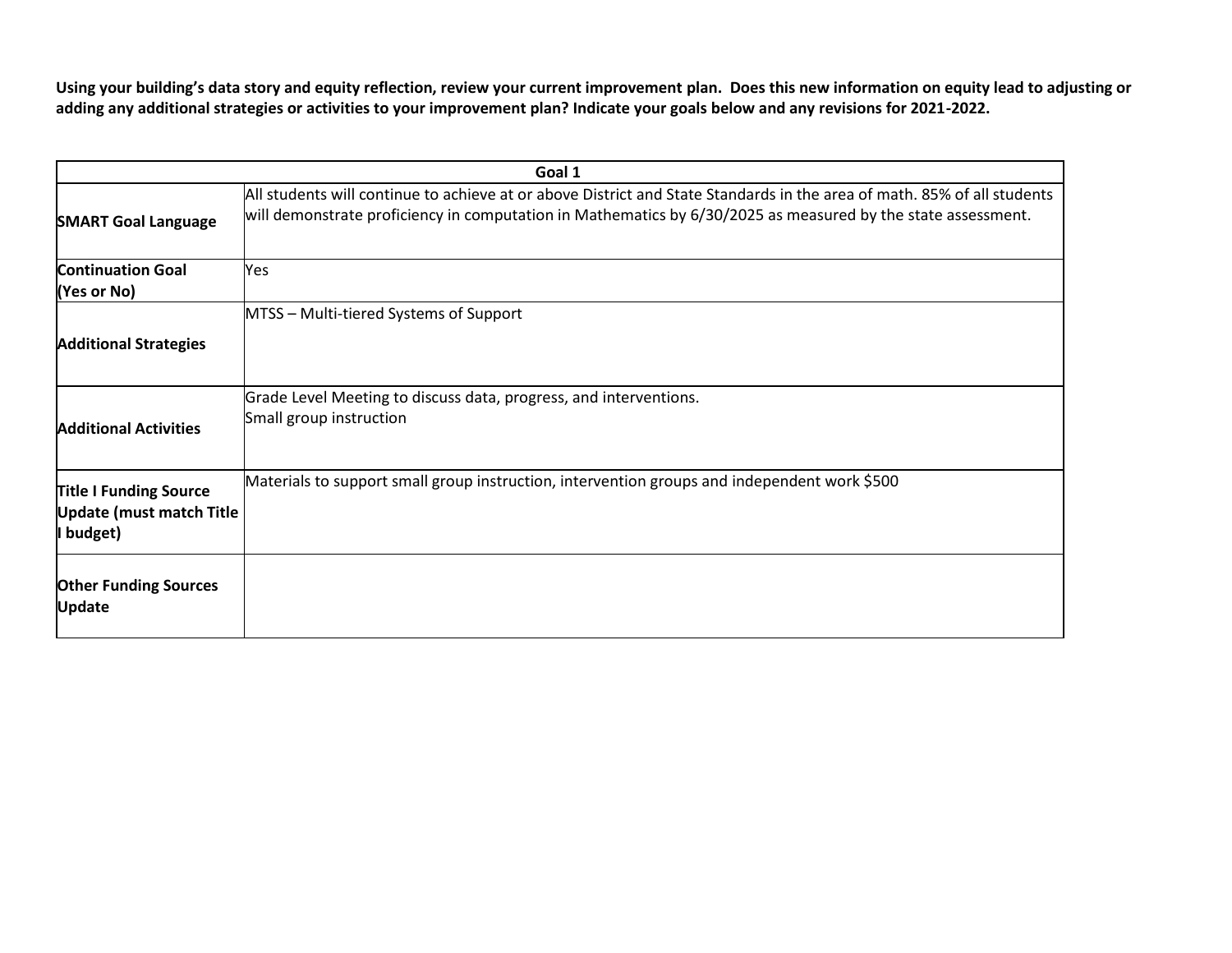**Using your building's data story and equity reflection, review your current improvement plan. Does this new information on equity lead to adjusting or adding any additional strategies or activities to your improvement plan? Indicate your goals below and any revisions for 2021-2022.**

| Goal 1 | |
|---|---|
| **SMART Goal Language** | All students will continue to achieve at or above District and State Standards in the area of math. 85% of all students will demonstrate proficiency in computation in Mathematics by 6/30/2025 as measured by the state assessment. |
| **Continuation Goal (Yes or No)** | Yes |
| **Additional Strategies** | MTSS – Multi-tiered Systems of Support |
| **Additional Activities** | Grade Level Meeting to discuss data, progress, and interventions.<br>Small group instruction |
| **Title I Funding Source Update (must match Title I budget)** | Materials to support small group instruction, intervention groups and independent work $500 |
| **Other Funding Sources Update** | |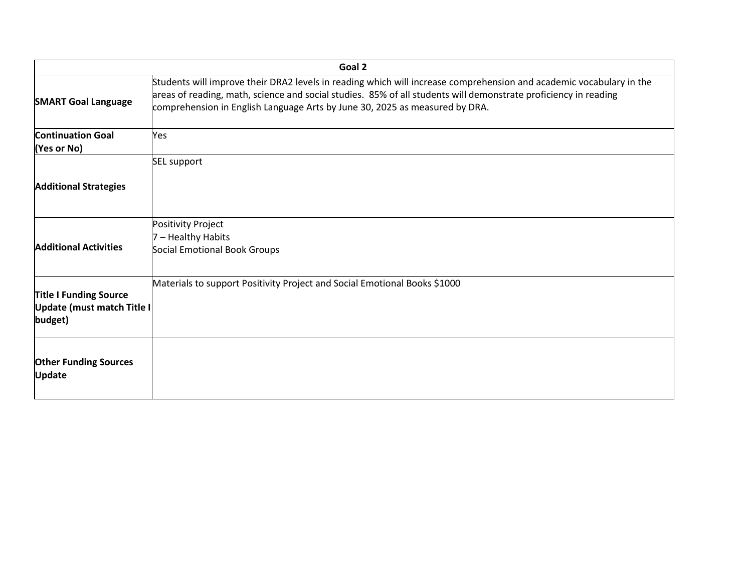| Goal 2 | |
|---|---|
| **SMART Goal Language** | Students will improve their DRA2 levels in reading which will increase comprehension and academic vocabulary in the areas of reading, math, science and social studies. 85% of all students will demonstrate proficiency in reading comprehension in English Language Arts by June 30, 2025 as measured by DRA. |
| **Continuation Goal (Yes or No)** | Yes |
| **Additional Strategies** | SEL support |
| **Additional Activities** | Positivity Project<br>7 – Healthy Habits<br>Social Emotional Book Groups |
| **Title I Funding Source Update (must match Title I budget)** | Materials to support Positivity Project and Social Emotional Books $1000 |
| **Other Funding Sources Update** | |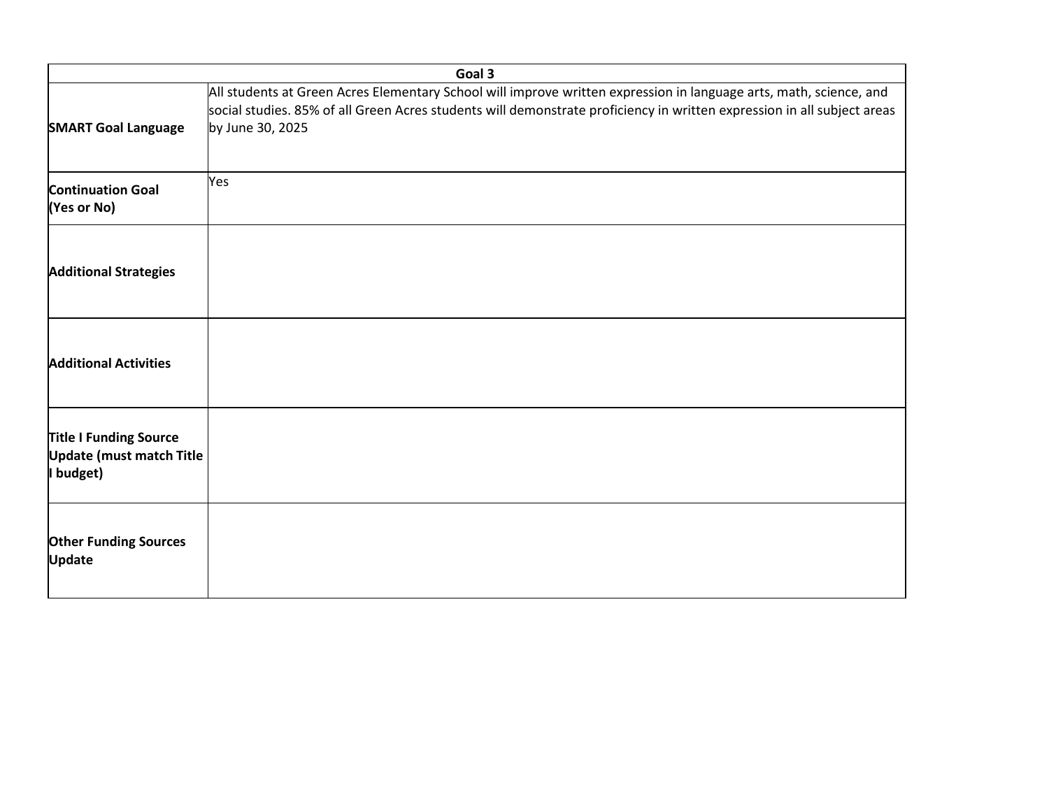| Goal 3 | |
|---|---|
| **SMART Goal Language** | All students at Green Acres Elementary School will improve written expression in language arts, math, science, and social studies. 85% of all Green Acres students will demonstrate proficiency in written expression in all subject areas by June 30, 2025 |
| **Continuation Goal (Yes or No)** | Yes |
| **Additional Strategies** | |
| **Additional Activities** | |
| **Title I Funding Source Update (must match Title I budget)** | |
| **Other Funding Sources Update** | |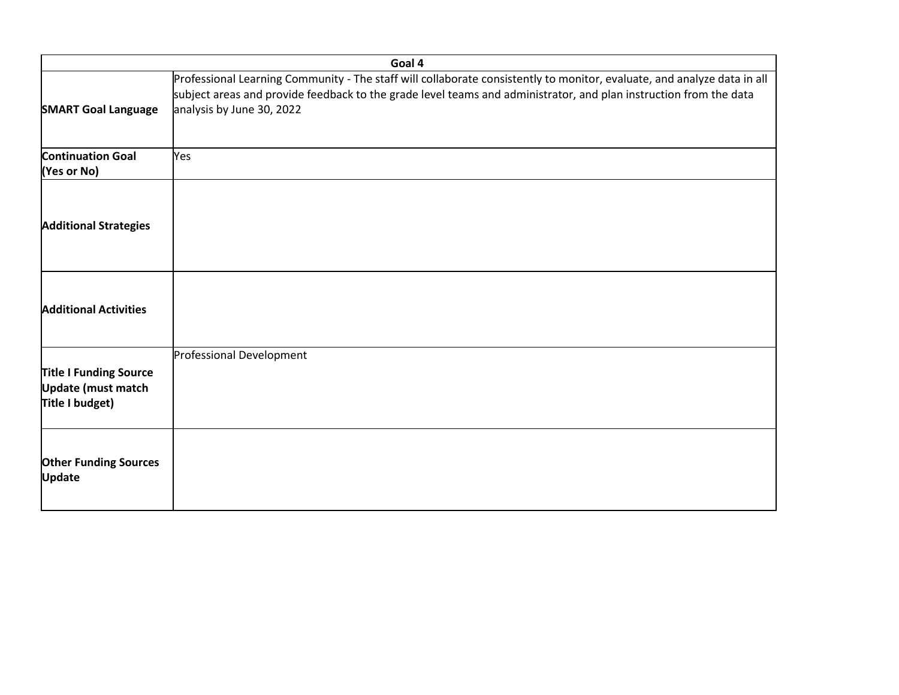| Goal 4 | |
|---|---|
| **SMART Goal Language** | Professional Learning Community - The staff will collaborate consistently to monitor, evaluate, and analyze data in all subject areas and provide feedback to the grade level teams and administrator, and plan instruction from the data analysis by June 30, 2022 |
| **Continuation Goal (Yes or No)** | Yes |
| **Additional Strategies** | |
| **Additional Activities** | |
| **Title I Funding Source Update (must match Title I budget)** | Professional Development |
| **Other Funding Sources Update** | |